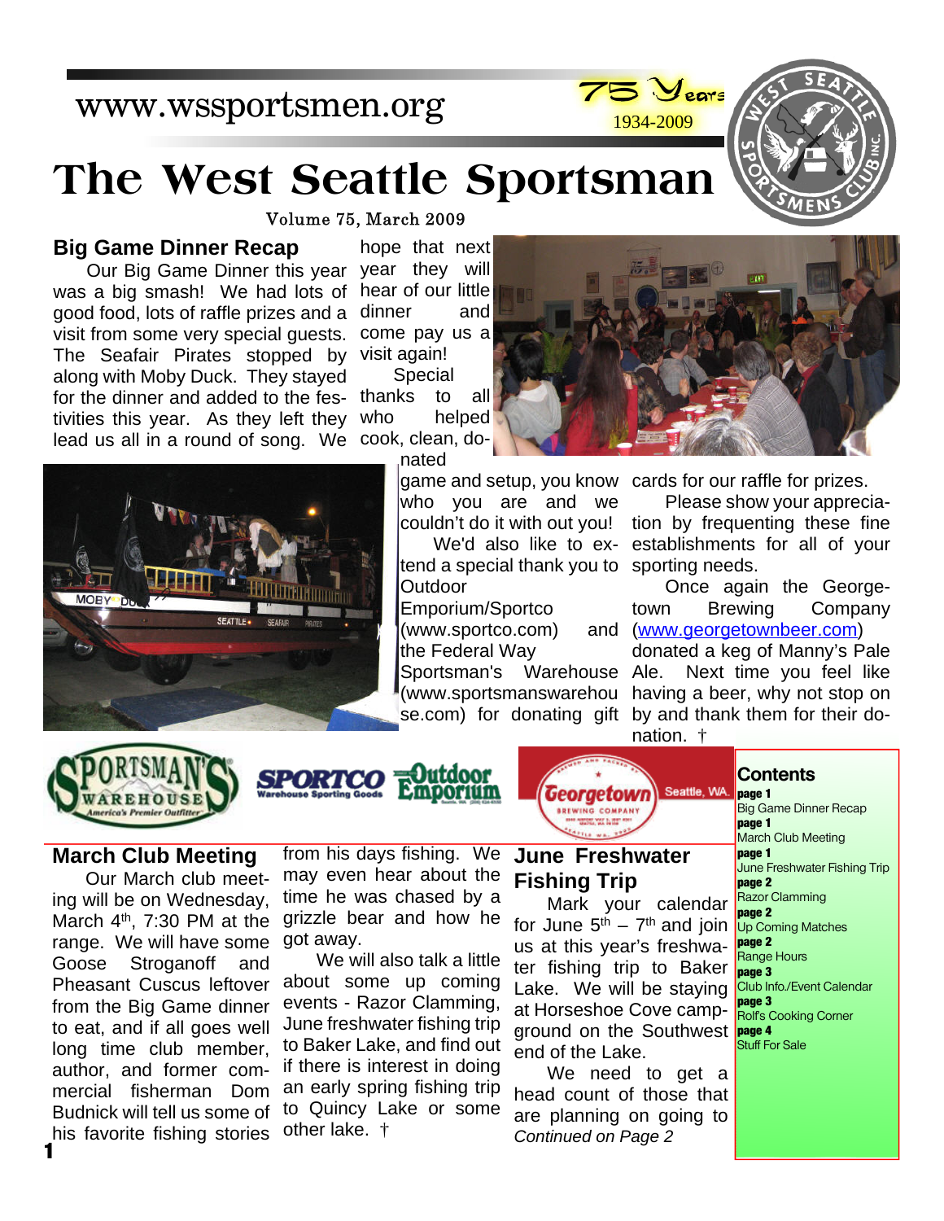www.wssportsmen.org

75 Years 1934-2009

# The West Seattle Sportsman

Volume 75, March 2009

## Big Game Dinner Recap

Our Big Game Dinner this year was a big smash! We had lots of good food, lots of raffle prizes and a visit from some very special guests. The Seafair Pirates stopped by along with Moby Duck. They stayed for the dinner and added to the festivities this year. As they left they lead us all in a round of song. We hope that next year they will hear of our little dinner and come pay us a visit again!

Special thanks to all who helped cook, clean, donated game and setup, you know who you are and we couldn't do it with out you!

We'd also like to extend a special thank you to Outdoor Emporium/Sportco (www.sportco.com) and the Federal Way Sportsman's Warehouse (www.sportsmanswarehouse.com) for donating gift cards for our raffle for prizes.

Please show your appreciation by frequenting these fine establishments for all of your sporting needs.

Once again the Georgetown Brewing Company (www.georgetownbeer.com) donated a keg of Manny's Pale Ale. Next time you feel like having a beer, why not stop on by and thank them for their donation. †

## March Club Meeting

Our March club meeting will be on Wednesday, March 4th, 7:30 PM at the range. We will have some Goose Stroganoff and Pheasant Cuscus leftover from the Big Game dinner to eat, and if all goes well long time club member, author, and former commercial fisherman Dom Budnick will tell us some of his favorite fishing stories from his days fishing. We may even hear about the time he was chased by a grizzle bear and how he got away.

We will also talk a little about some up coming events - Razor Clamming, June freshwater fishing trip to Baker Lake, and find out if there is interest in doing an early spring fishing trip to Quincy Lake or some other lake. †

## June Freshwater Fishing Trip

Mark your calendar for June 5th – 7th and join us at this year's freshwater fishing trip to Baker Lake. We will be staying at Horseshoe Cove campground on the Southwest end of the Lake.

We need to get a head count of those that are planning on going to

*Continued on Page 2*

## Contents

**page 1** Big Game Dinner Recap
**page 1** March Club Meeting
**page 1** June Freshwater Fishing Trip
**page 2** Razor Clamming
**page 2** Up Coming Matches
**page 2** Range Hours
**page 3** Club Info./Event Calendar
**page 3** Rolf's Cooking Corner
**page 4** Stuff For Sale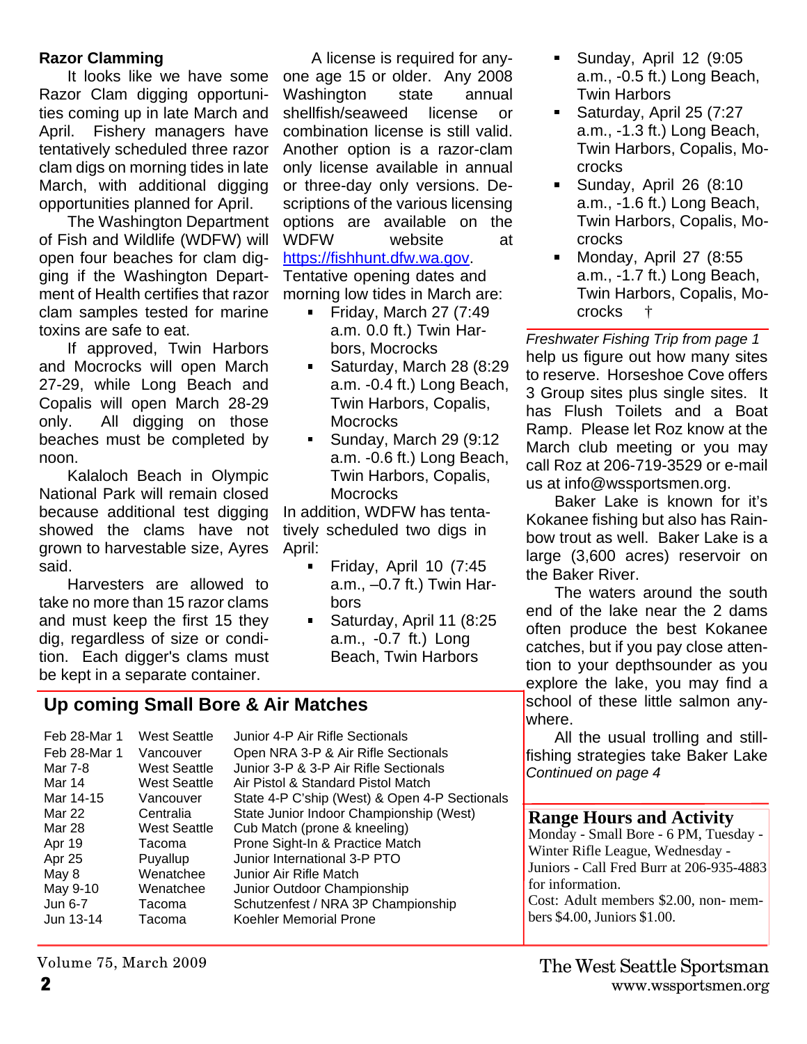## Razor Clamming

It looks like we have some Razor Clam digging opportunities coming up in late March and April. Fishery managers have tentatively scheduled three razor clam digs on morning tides in late March, with additional digging opportunities planned for April.

The Washington Department of Fish and Wildlife (WDFW) will open four beaches for clam digging if the Washington Department of Health certifies that razor clam samples tested for marine toxins are safe to eat.

If approved, Twin Harbors and Mocrocks will open March 27-29, while Long Beach and Copalis will open March 28-29 only. All digging on those beaches must be completed by noon.

Kalaloch Beach in Olympic National Park will remain closed because additional test digging showed the clams have not grown to harvestable size, Ayres said.

Harvesters are allowed to take no more than 15 razor clams and must keep the first 15 they dig, regardless of size or condition. Each digger's clams must be kept in a separate container.

A license is required for anyone age 15 or older. Any 2008 Washington state annual shellfish/seaweed license or combination license is still valid. Another option is a razor-clam only license available in annual or three-day only versions. Descriptions of the various licensing options are available on the WDFW website at https://fishhunt.dfw.wa.gov.

Tentative opening dates and morning low tides in March are:

- Friday, March 27 (7:49 a.m. 0.0 ft.) Twin Harbors, Mocrocks
- Saturday, March 28 (8:29 a.m. -0.4 ft.) Long Beach, Twin Harbors, Copalis, Mocrocks
- Sunday, March 29 (9:12 a.m. -0.6 ft.) Long Beach, Twin Harbors, Copalis, Mocrocks

In addition, WDFW has tentatively scheduled two digs in April:

- Friday, April 10 (7:45 a.m., –0.7 ft.) Twin Harbors
- Saturday, April 11 (8:25 a.m., -0.7 ft.) Long Beach, Twin Harbors
- Sunday, April 12 (9:05 a.m., -0.5 ft.) Long Beach, Twin Harbors
- Saturday, April 25 (7:27 a.m., -1.3 ft.) Long Beach, Twin Harbors, Copalis, Mocrocks
- Sunday, April 26 (8:10 a.m., -1.6 ft.) Long Beach, Twin Harbors, Copalis, Mocrocks
- Monday, April 27 (8:55 a.m., -1.7 ft.) Long Beach, Twin Harbors, Copalis, Mocrocks †

## Up coming Small Bore & Air Matches

| | | |
|---|---|---|
| Feb 28-Mar 1 | West Seattle | Junior 4-P Air Rifle Sectionals |
| Feb 28-Mar 1 | Vancouver | Open NRA 3-P & Air Rifle Sectionals |
| Mar 7-8 | West Seattle | Junior 3-P & 3-P Air Rifle Sectionals |
| Mar 14 | West Seattle | Air Pistol & Standard Pistol Match |
| Mar 14-15 | Vancouver | State 4-P C'ship (West) & Open 4-P Sectionals |
| Mar 22 | Centralia | State Junior Indoor Championship (West) |
| Mar 28 | West Seattle | Cub Match (prone & kneeling) |
| Apr 19 | Tacoma | Prone Sight-In & Practice Match |
| Apr 25 | Puyallup | Junior International 3-P PTO |
| May 8 | Wenatchee | Junior Air Rifle Match |
| May 9-10 | Wenatchee | Junior Outdoor Championship |
| Jun 6-7 | Tacoma | Schutzenfest / NRA 3P Championship |
| Jun 13-14 | Tacoma | Koehler Memorial Prone |

*Freshwater Fishing Trip from page 1*

help us figure out how many sites to reserve. Horseshoe Cove offers 3 Group sites plus single sites. It has Flush Toilets and a Boat Ramp. Please let Roz know at the March club meeting or you may call Roz at 206-719-3529 or e-mail us at info@wssportsmen.org.

Baker Lake is known for it's Kokanee fishing but also has Rainbow trout as well. Baker Lake is a large (3,600 acres) reservoir on the Baker River.

The waters around the south end of the lake near the 2 dams often produce the best Kokanee catches, but if you pay close attention to your depthsounder as you explore the lake, you may find a school of these little salmon anywhere.

All the usual trolling and still-fishing strategies take Baker Lake

*Continued on page 4*

## Range Hours and Activity

Monday - Small Bore - 6 PM, Tuesday - Winter Rifle League, Wednesday - Juniors - Call Fred Burr at 206-935-4883 for information.

Cost: Adult members $2.00, non- members $4.00, Juniors $1.00.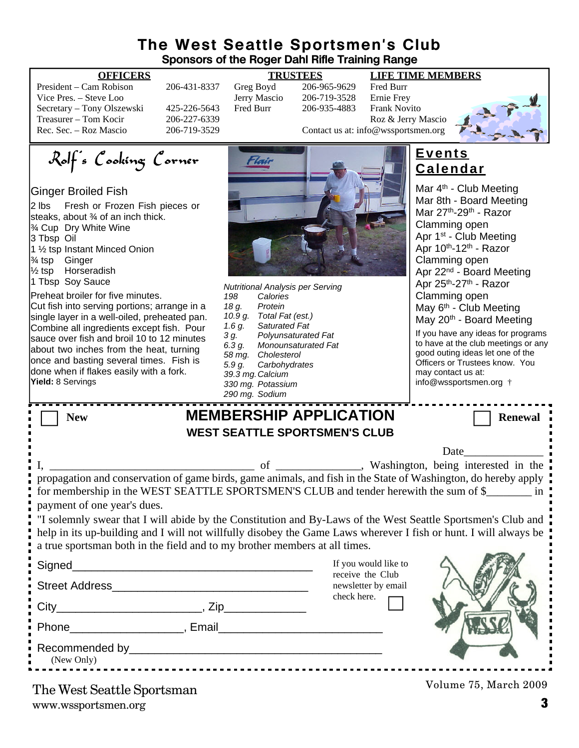# The West Seattle Sportsmen's Club

**Sponsors of the Roger Dahl Rifle Training Range**

| OFFICERS | | TRUSTEES | | LIFE TIME MEMBERS |
|---|---|---|---|---|
| President – Cam Robison | 206-431-8337 | Greg Boyd | 206-965-9629 | Fred Burr |
| Vice Pres. – Steve Loo | | Jerry Mascio | 206-719-3528 | Ernie Frey |
| Secretary – Tony Olszewski | 425-226-5643 | Fred Burr | 206-935-4883 | Frank Novito |
| Treasurer – Tom Kocir | 206-227-6339 | | | Roz & Jerry Mascio |
| Rec. Sec. – Roz Mascio | 206-719-3529 | | | |

Contact us at: info@wssportsmen.org

## Rolf's Cooking Corner

### Ginger Broiled Fish

- 2 lbs Fresh or Frozen Fish pieces or steaks, about ¾ of an inch thick.
- ¾ Cup Dry White Wine
- 3 Tbsp Oil
- 1 ½ tsp Instant Minced Onion
- ¾ tsp Ginger
- ½ tsp Horseradish
- 1 Tbsp Soy Sauce

Preheat broiler for five minutes.
Cut fish into serving portions; arrange in a single layer in a well-oiled, preheated pan. Combine all ingredients except fish. Pour sauce over fish and broil 10 to 12 minutes about two inches from the heat, turning once and basting several times. Fish is done when if flakes easily with a fork.

**Yield:** 8 Servings

*Nutritional Analysis per Serving*

| | |
|---|---|
| *198* | *Calories* |
| *18 g.* | *Protein* |
| *10.9 g.* | *Total Fat (est.)* |
| *1.6 g.* | *Saturated Fat* |
| *3 g.* | *Polyunsaturated Fat* |
| *6.3 g.* | *Monounsaturated Fat* |
| *58 mg.* | *Cholesterol* |
| *5.9 g.* | *Carbohydrates* |
| *39.3 mg.* | *Calcium* |
| *330 mg.* | *Potassium* |
| *290 mg.* | *Sodium* |

## Events Calendar

- Mar 4th - Club Meeting
- Mar 8th - Board Meeting
- Mar 27th-29th - Razor Clamming open
- Apr 1st - Club Meeting
- Apr 10th-12th - Razor Clamming open
- Apr 22nd - Board Meeting
- Apr 25th-27th - Razor Clamming open
- May 6th - Club Meeting
- May 20th - Board Meeting

If you have any ideas for programs to have at the club meetings or any good outing ideas let one of the Officers or Trustees know. You may contact us at: info@wssportsmen.org †

---

☐ **New** ☐ **Renewal**

## MEMBERSHIP APPLICATION

**WEST SEATTLE SPORTSMEN'S CLUB**

Date______________

I, ____________________________________ of _______________, Washington, being interested in the propagation and conservation of game birds, game animals, and fish in the State of Washington, do hereby apply for membership in the WEST SEATTLE SPORTSMEN'S CLUB and tender herewith the sum of $________ in payment of one year's dues.

"I solemnly swear that I will abide by the Constitution and By-Laws of the West Seattle Sportsmen's Club and help in its up-building and I will not willfully disobey the Game Laws wherever I fish or hunt. I will always be a true sportsman both in the field and to my brother members at all times.

Signed_______________________________________

Street Address________________________________

City_______________________, Zip_____________

Phone__________________, Email_________________________

Recommended by________________________________________
(New Only)

If you would like to receive the Club newsletter by email check here. ☐

---

The West Seattle Sportsman
www.wssportsmen.org

Volume 75, March 2009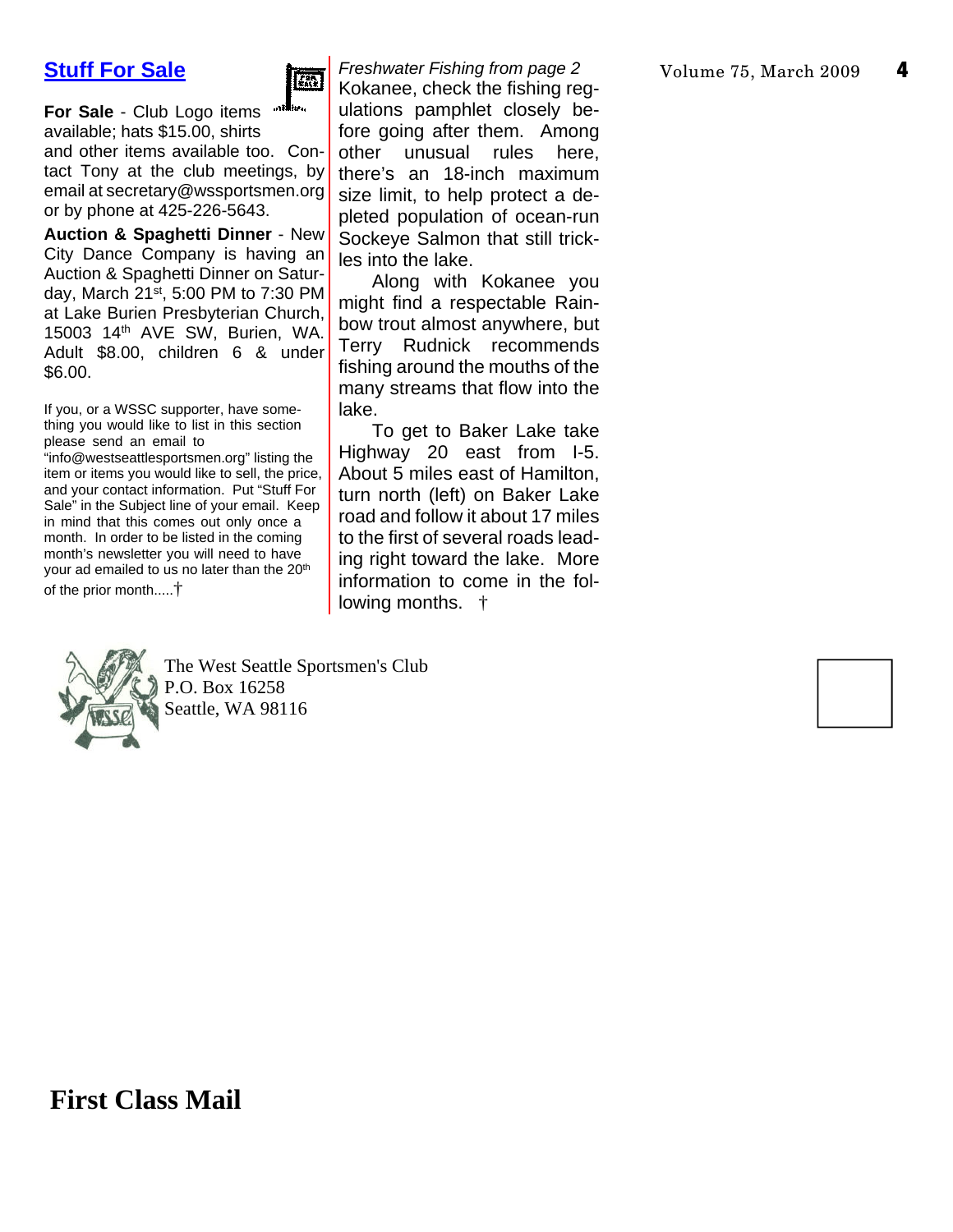## Stuff For Sale

**For Sale** - Club Logo items available; hats $15.00, shirts and other items available too. Contact Tony at the club meetings, by email at secretary@wssportsmen.org or by phone at 425-226-5643.

**Auction & Spaghetti Dinner** - New City Dance Company is having an Auction & Spaghetti Dinner on Saturday, March 21st, 5:00 PM to 7:30 PM at Lake Burien Presbyterian Church, 15003 14th AVE SW, Burien, WA. Adult $8.00, children 6 & under $6.00.

If you, or a WSSC supporter, have something you would like to list in this section please send an email to "info@westseattlesportsmen.org" listing the item or items you would like to sell, the price, and your contact information. Put "Stuff For Sale" in the Subject line of your email. Keep in mind that this comes out only once a month. In order to be listed in the coming month's newsletter you will need to have your ad emailed to us no later than the 20th of the prior month.....†

*Freshwater Fishing from page 2*

Kokanee, check the fishing regulations pamphlet closely before going after them. Among other unusual rules here, there's an 18-inch maximum size limit, to help protect a depleted population of ocean-run Sockeye Salmon that still trickles into the lake.

Along with Kokanee you might find a respectable Rainbow trout almost anywhere, but Terry Rudnick recommends fishing around the mouths of the many streams that flow into the lake.

To get to Baker Lake take Highway 20 east from I-5. About 5 miles east of Hamilton, turn north (left) on Baker Lake road and follow it about 17 miles to the first of several roads leading right toward the lake. More information to come in the following months. †

The West Seattle Sportsmen's Club
P.O. Box 16258
Seattle, WA 98116

**First Class Mail**